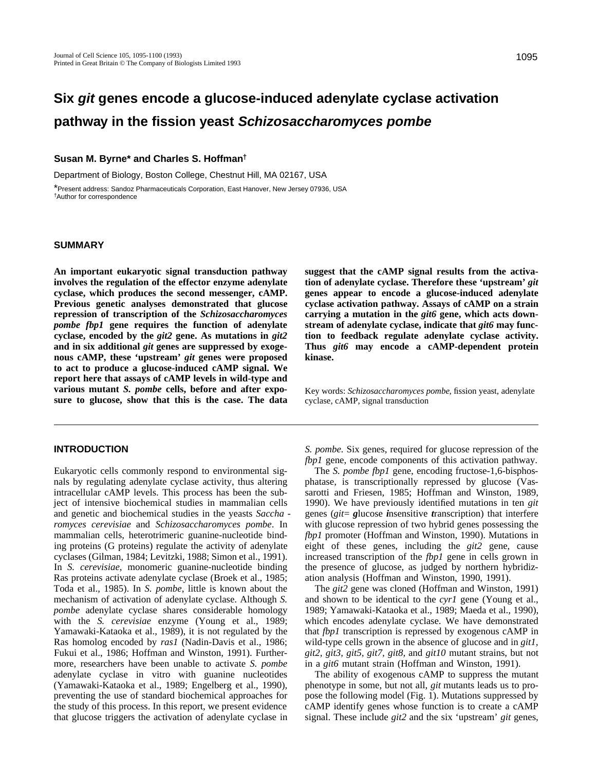# Six *git* genes encode a glucose-induced adenylate cyclase activation pathway in the fission yeast *Schizosaccharomyces pombe*

**Susan M. Byrne*** **and Charles S. Hoffman**[†]

Department of Biology, Boston College, Chestnut Hill, MA 02167, USA

*Present address: Sandoz Pharmaceuticals Corporation, East Hanover, New Jersey 07936, USA
[†]Author for correspondence

## SUMMARY

**An important eukaryotic signal transduction pathway involves the regulation of the effector enzyme adenylate cyclase, which produces the second messenger, cAMP. Previous genetic analyses demonstrated that glucose repression of transcription of the *Schizosaccharomyces pombe fbp1* gene requires the function of adenylate cyclase, encoded by the *git2* gene. As mutations in *git2* and in six additional *git* genes are suppressed by exogenous cAMP, these 'upstream' *git* genes were proposed to act to produce a glucose-induced cAMP signal. We report here that assays of cAMP levels in wild-type and various mutant *S. pombe* cells, before and after exposure to glucose, show that this is the case. The data suggest that the cAMP signal results from the activation of adenylate cyclase. Therefore these 'upstream' *git* genes appear to encode a glucose-induced adenylate cyclase activation pathway. Assays of cAMP on a strain carrying a mutation in the *git6* gene, which acts downstream of adenylate cyclase, indicate that *git6* may function to feedback regulate adenylate cyclase activity. Thus *git6* may encode a cAMP-dependent protein kinase.**

Key words: *Schizosaccharomyces pombe*, fission yeast, adenylate cyclase, cAMP, signal transduction

## INTRODUCTION

Eukaryotic cells commonly respond to environmental signals by regulating adenylate cyclase activity, thus altering intracellular cAMP levels. This process has been the subject of intensive biochemical studies in mammalian cells and genetic and biochemical studies in the yeasts *Saccharomyces cerevisiae* and *Schizosaccharomyces pombe*. In mammalian cells, heterotrimeric guanine-nucleotide binding proteins (G proteins) regulate the activity of adenylate cyclases (Gilman, 1984; Levitzki, 1988; Simon et al., 1991). In *S. cerevisiae*, monomeric guanine-nucleotide binding Ras proteins activate adenylate cyclase (Broek et al., 1985; Toda et al., 1985). In *S. pombe*, little is known about the mechanism of activation of adenylate cyclase. Although *S. pombe* adenylate cyclase shares considerable homology with the *S. cerevisiae* enzyme (Young et al., 1989; Yamawaki-Kataoka et al., 1989), it is not regulated by the Ras homolog encoded by *ras1* (Nadin-Davis et al., 1986; Fukui et al., 1986; Hoffman and Winston, 1991). Furthermore, researchers have been unable to activate *S. pombe* adenylate cyclase in vitro with guanine nucleotides (Yamawaki-Kataoka et al., 1989; Engelberg et al., 1990), preventing the use of standard biochemical approaches for the study of this process. In this report, we present evidence that glucose triggers the activation of adenylate cyclase in *S. pombe*. Six genes, required for glucose repression of the *fbp1* gene, encode components of this activation pathway.

The *S. pombe fbp1* gene, encoding fructose-1,6-bisphosphatase, is transcriptionally repressed by glucose (Vassarotti and Friesen, 1985; Hoffman and Winston, 1989, 1990). We have previously identified mutations in ten *git* genes (*git*= ***g***lucose ***i***nsensitive ***t***ranscription) that interfere with glucose repression of two hybrid genes possessing the *fbp1* promoter (Hoffman and Winston, 1990). Mutations in eight of these genes, including the *git2* gene, cause increased transcription of the *fbp1* gene in cells grown in the presence of glucose, as judged by northern hybridization analysis (Hoffman and Winston, 1990, 1991).

The *git2* gene was cloned (Hoffman and Winston, 1991) and shown to be identical to the *cyr1* gene (Young et al., 1989; Yamawaki-Kataoka et al., 1989; Maeda et al., 1990), which encodes adenylate cyclase. We have demonstrated that *fbp1* transcription is repressed by exogenous cAMP in wild-type cells grown in the absence of glucose and in *git1, git2, git3, git5, git7, git8,* and *git10* mutant strains, but not in a *git6* mutant strain (Hoffman and Winston, 1991).

The ability of exogenous cAMP to suppress the mutant phenotype in some, but not all, *git* mutants leads us to propose the following model (Fig. 1). Mutations suppressed by cAMP identify genes whose function is to create a cAMP signal. These include *git2* and the six 'upstream' *git* genes,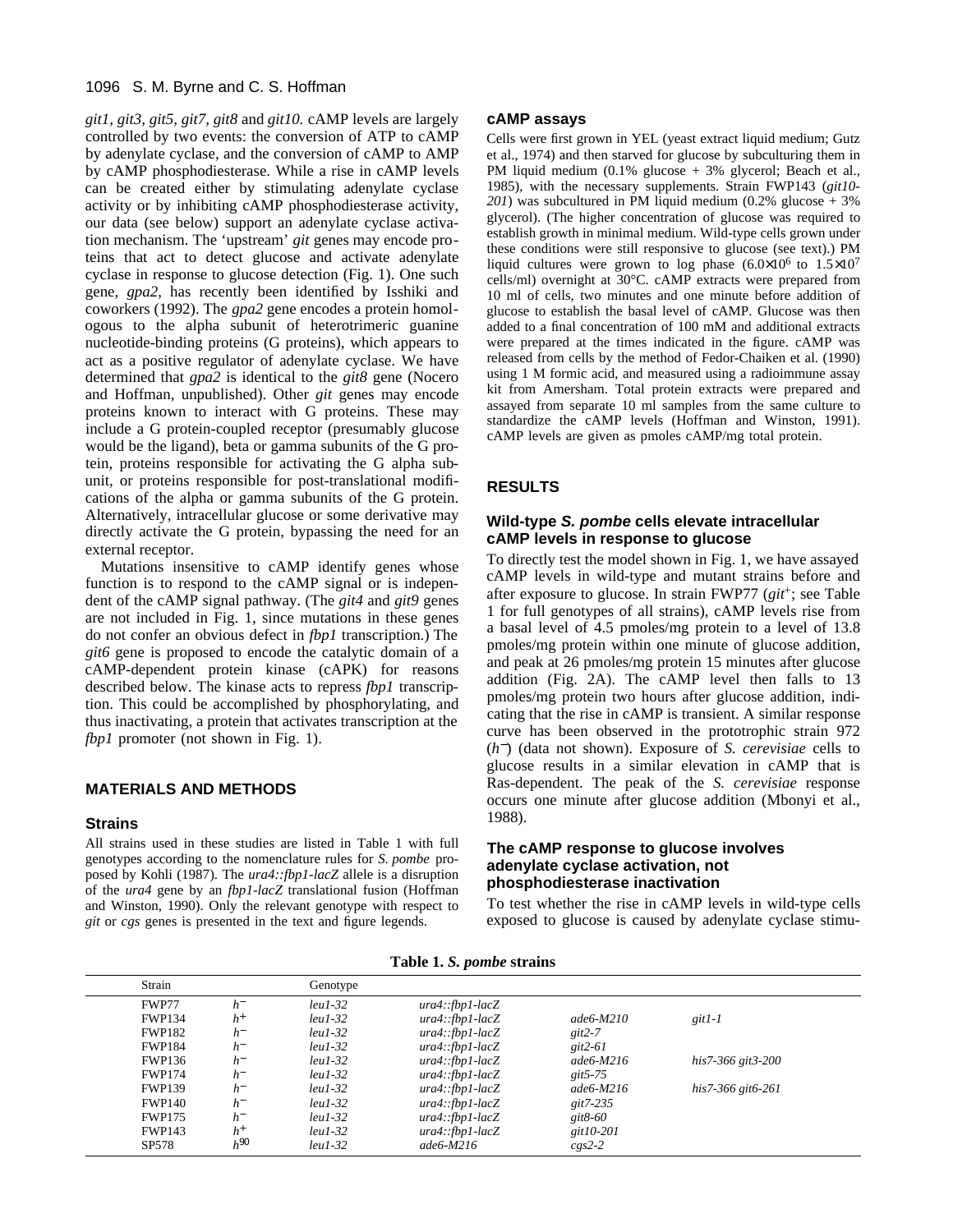*git1, git3, git5, git7, git8* and *git10.* cAMP levels are largely controlled by two events: the conversion of ATP to cAMP by adenylate cyclase, and the conversion of cAMP to AMP by cAMP phosphodiesterase. While a rise in cAMP levels can be created either by stimulating adenylate cyclase activity or by inhibiting cAMP phosphodiesterase activity, our data (see below) support an adenylate cyclase activation mechanism. The 'upstream' *git* genes may encode proteins that act to detect glucose and activate adenylate cyclase in response to glucose detection (Fig. 1). One such gene, *gpa2*, has recently been identified by Isshiki and coworkers (1992). The *gpa2* gene encodes a protein homologous to the alpha subunit of heterotrimeric guanine nucleotide-binding proteins (G proteins), which appears to act as a positive regulator of adenylate cyclase. We have determined that *gpa2* is identical to the *git8* gene (Nocero and Hoffman, unpublished). Other *git* genes may encode proteins known to interact with G proteins. These may include a G protein-coupled receptor (presumably glucose would be the ligand), beta or gamma subunits of the G protein, proteins responsible for activating the G alpha subunit, or proteins responsible for post-translational modifications of the alpha or gamma subunits of the G protein. Alternatively, intracellular glucose or some derivative may directly activate the G protein, bypassing the need for an external receptor.

Mutations insensitive to cAMP identify genes whose function is to respond to the cAMP signal or is independent of the cAMP signal pathway. (The *git4* and *git9* genes are not included in Fig. 1, since mutations in these genes do not confer an obvious defect in *fbp1* transcription.) The *git6* gene is proposed to encode the catalytic domain of a cAMP-dependent protein kinase (cAPK) for reasons described below. The kinase acts to repress *fbp1* transcription. This could be accomplished by phosphorylating, and thus inactivating, a protein that activates transcription at the *fbp1* promoter (not shown in Fig. 1).

## MATERIALS AND METHODS

### Strains

All strains used in these studies are listed in Table 1 with full genotypes according to the nomenclature rules for *S. pombe* proposed by Kohli (1987). The *ura4::fbp1-lacZ* allele is a disruption of the *ura4* gene by an *fbp1-lacZ* translational fusion (Hoffman and Winston, 1990). Only the relevant genotype with respect to *git* or *cgs* genes is presented in the text and figure legends.

### cAMP assays

Cells were first grown in YEL (yeast extract liquid medium; Gutz et al., 1974) and then starved for glucose by subculturing them in PM liquid medium (0.1% glucose + 3% glycerol; Beach et al., 1985), with the necessary supplements. Strain FWP143 (*git10-201*) was subcultured in PM liquid medium (0.2% glucose + 3% glycerol). (The higher concentration of glucose was required to establish growth in minimal medium. Wild-type cells grown under these conditions were still responsive to glucose (see text).) PM liquid cultures were grown to log phase ($6.0\times10^6$ to $1.5\times10^7$ cells/ml) overnight at 30°C. cAMP extracts were prepared from 10 ml of cells, two minutes and one minute before addition of glucose to establish the basal level of cAMP. Glucose was then added to a final concentration of 100 mM and additional extracts were prepared at the times indicated in the figure. cAMP was released from cells by the method of Fedor-Chaiken et al. (1990) using 1 M formic acid, and measured using a radioimmune assay kit from Amersham. Total protein extracts were prepared and assayed from separate 10 ml samples from the same culture to standardize the cAMP levels (Hoffman and Winston, 1991). cAMP levels are given as pmoles cAMP/mg total protein.

## RESULTS

### Wild-type *S. pombe* cells elevate intracellular cAMP levels in response to glucose

To directly test the model shown in Fig. 1, we have assayed cAMP levels in wild-type and mutant strains before and after exposure to glucose. In strain FWP77 (*git*$^+$; see Table 1 for full genotypes of all strains), cAMP levels rise from a basal level of 4.5 pmoles/mg protein to a level of 13.8 pmoles/mg protein within one minute of glucose addition, and peak at 26 pmoles/mg protein 15 minutes after glucose addition (Fig. 2A). The cAMP level then falls to 13 pmoles/mg protein two hours after glucose addition, indicating that the rise in cAMP is transient. A similar response curve has been observed in the prototrophic strain 972 ($h^-$) (data not shown). Exposure of *S. cerevisiae* cells to glucose results in a similar elevation in cAMP that is Ras-dependent. The peak of the *S. cerevisiae* response occurs one minute after glucose addition (Mbonyi et al., 1988).

### The cAMP response to glucose involves adenylate cyclase activation, not phosphodiesterase inactivation

To test whether the rise in cAMP levels in wild-type cells exposed to glucose is caused by adenylate cyclase stimu-

**Table 1.** ***S. pombe*** **strains**

| Strain | Genotype | | | | |
|---|---|---|---|---|---|
| FWP77 | $h^-$ | *leu1-32* | *ura4::fbp1-lacZ* | | |
| FWP134 | $h^+$ | *leu1-32* | *ura4::fbp1-lacZ* | *ade6-M210* | *git1-1* |
| FWP182 | $h^-$ | *leu1-32* | *ura4::fbp1-lacZ* | *git2-7* | |
| FWP184 | $h^-$ | *leu1-32* | *ura4::fbp1-lacZ* | *git2-61* | |
| FWP136 | $h^-$ | *leu1-32* | *ura4::fbp1-lacZ* | *ade6-M216* | *his7-366 git3-200* |
| FWP174 | $h^-$ | *leu1-32* | *ura4::fbp1-lacZ* | *git5-75* | |
| FWP139 | $h^-$ | *leu1-32* | *ura4::fbp1-lacZ* | *ade6-M216* | *his7-366 git6-261* |
| FWP140 | $h^-$ | *leu1-32* | *ura4::fbp1-lacZ* | *git7-235* | |
| FWP175 | $h^-$ | *leu1-32* | *ura4::fbp1-lacZ* | *git8-60* | |
| FWP143 | $h^+$ | *leu1-32* | *ura4::fbp1-lacZ* | *git10-201* | |
| SP578 | $h^{90}$ | *leu1-32* | *ade6-M216* | *cgs2-2* | |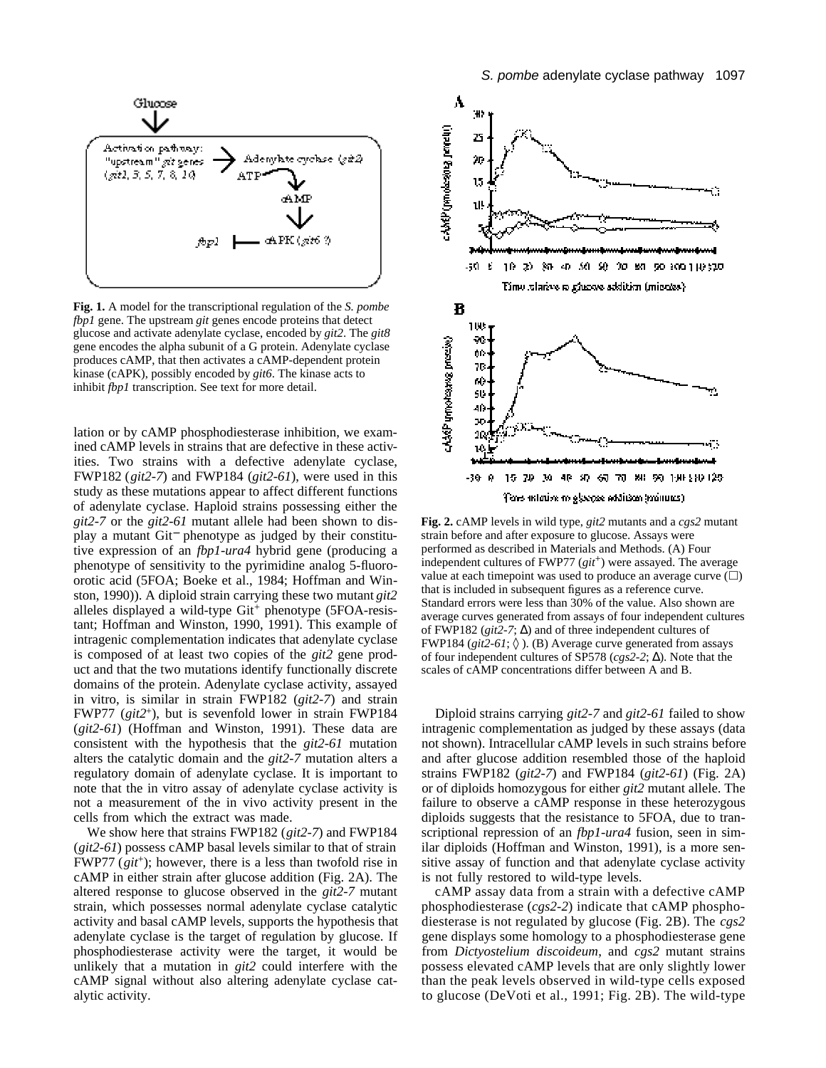**Fig. 1.** A model for the transcriptional regulation of the *S. pombe fbp1* gene. The upstream *git* genes encode proteins that detect glucose and activate adenylate cyclase, encoded by *git2*. The *git8* gene encodes the alpha subunit of a G protein. Adenylate cyclase produces cAMP, that then activates a cAMP-dependent protein kinase (cAPK), possibly encoded by *git6*. The kinase acts to inhibit *fbp1* transcription. See text for more detail.

lation or by cAMP phosphodiesterase inhibition, we examined cAMP levels in strains that are defective in these activities. Two strains with a defective adenylate cyclase, FWP182 (*git2-7*) and FWP184 (*git2-61*), were used in this study as these mutations appear to affect different functions of adenylate cyclase. Haploid strains possessing either the *git2-7* or the *git2-61* mutant allele had been shown to display a mutant Git$^-$ phenotype as judged by their constitutive expression of an *fbp1-ura4* hybrid gene (producing a phenotype of sensitivity to the pyrimidine analog 5-fluoro-orotic acid (5FOA; Boeke et al., 1984; Hoffman and Winston, 1990)). A diploid strain carrying these two mutant *git2* alleles displayed a wild-type Git$^+$ phenotype (5FOA-resistant; Hoffman and Winston, 1990, 1991). This example of intragenic complementation indicates that adenylate cyclase is composed of at least two copies of the *git2* gene product and that the two mutations identify functionally discrete domains of the protein. Adenylate cyclase activity, assayed in vitro, is similar in strain FWP182 (*git2-7*) and strain FWP77 (*git2*$^+$), but is sevenfold lower in strain FWP184 (*git2-61*) (Hoffman and Winston, 1991). These data are consistent with the hypothesis that the *git2-61* mutation alters the catalytic domain and the *git2-7* mutation alters a regulatory domain of adenylate cyclase. It is important to note that the in vitro assay of adenylate cyclase activity is not a measurement of the in vivo activity present in the cells from which the extract was made.

We show here that strains FWP182 (*git2-7*) and FWP184 (*git2-61*) possess cAMP basal levels similar to that of strain FWP77 (*git*$^+$); however, there is a less than twofold rise in cAMP in either strain after glucose addition (Fig. 2A). The altered response to glucose observed in the *git2-7* mutant strain, which possesses normal adenylate cyclase catalytic activity and basal cAMP levels, supports the hypothesis that adenylate cyclase is the target of regulation by glucose. If phosphodiesterase activity were the target, it would be unlikely that a mutation in *git2* could interfere with the cAMP signal without also altering adenylate cyclase catalytic activity.

**Fig. 2.** cAMP levels in wild type, *git2* mutants and a *cgs2* mutant strain before and after exposure to glucose. Assays were performed as described in Materials and Methods. (A) Four independent cultures of FWP77 (*git*$^+$) were assayed. The average value at each timepoint was used to produce an average curve (□) that is included in subsequent figures as a reference curve. Standard errors were less than 30% of the value. Also shown are average curves generated from assays of four independent cultures of FWP182 (*git2-7*; Δ) and of three independent cultures of FWP184 (*git2-61*; ◊). (B) Average curve generated from assays of four independent cultures of SP578 (*cgs2-2*; Δ). Note that the scales of cAMP concentrations differ between A and B.

Diploid strains carrying *git2-7* and *git2-61* failed to show intragenic complementation as judged by these assays (data not shown). Intracellular cAMP levels in such strains before and after glucose addition resembled those of the haploid strains FWP182 (*git2-7*) and FWP184 (*git2-61*) (Fig. 2A) or of diploids homozygous for either *git2* mutant allele. The failure to observe a cAMP response in these heterozygous diploids suggests that the resistance to 5FOA, due to transcriptional repression of an *fbp1-ura4* fusion, seen in similar diploids (Hoffman and Winston, 1991), is a more sensitive assay of function and that adenylate cyclase activity is not fully restored to wild-type levels.

cAMP assay data from a strain with a defective cAMP phosphodiesterase (*cgs2-2*) indicate that cAMP phosphodiesterase is not regulated by glucose (Fig. 2B). The *cgs2* gene displays some homology to a phosphodiesterase gene from *Dictyostelium discoideum*, and *cgs2* mutant strains possess elevated cAMP levels that are only slightly lower than the peak levels observed in wild-type cells exposed to glucose (DeVoti et al., 1991; Fig. 2B). The wild-type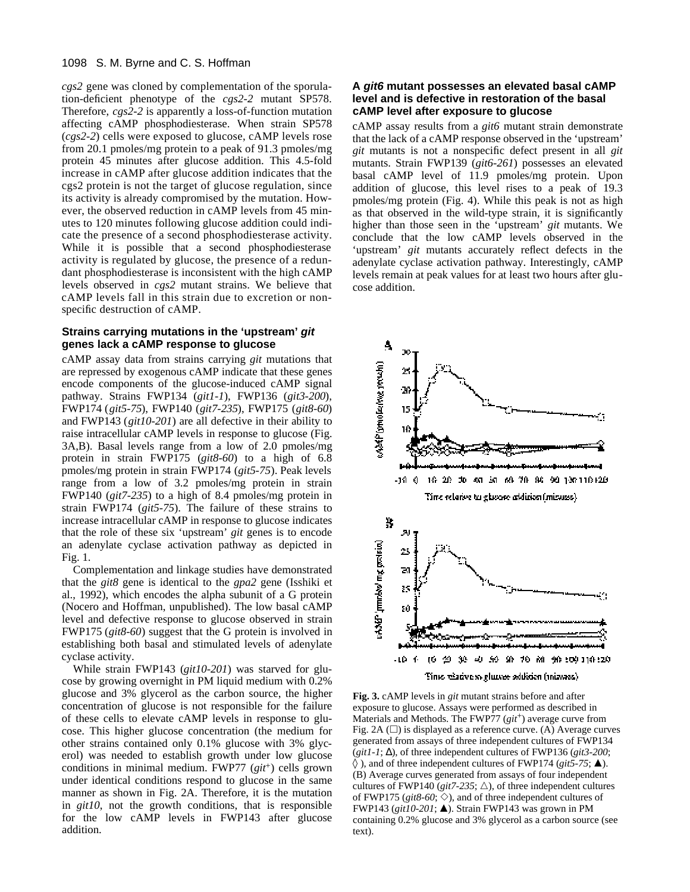*cgs2* gene was cloned by complementation of the sporulation-deficient phenotype of the *cgs2-2* mutant SP578. Therefore, *cgs2-2* is apparently a loss-of-function mutation affecting cAMP phosphodiesterase. When strain SP578 (*cgs2-2*) cells were exposed to glucose, cAMP levels rose from 20.1 pmoles/mg protein to a peak of 91.3 pmoles/mg protein 45 minutes after glucose addition. This 4.5-fold increase in cAMP after glucose addition indicates that the cgs2 protein is not the target of glucose regulation, since its activity is already compromised by the mutation. However, the observed reduction in cAMP levels from 45 minutes to 120 minutes following glucose addition could indicate the presence of a second phosphodiesterase activity. While it is possible that a second phosphodiesterase activity is regulated by glucose, the presence of a redundant phosphodiesterase is inconsistent with the high cAMP levels observed in *cgs2* mutant strains. We believe that cAMP levels fall in this strain due to excretion or nonspecific destruction of cAMP.

### Strains carrying mutations in the 'upstream' *git* genes lack a cAMP response to glucose

cAMP assay data from strains carrying *git* mutations that are repressed by exogenous cAMP indicate that these genes encode components of the glucose-induced cAMP signal pathway. Strains FWP134 (*git1-1*), FWP136 (*git3-200*), FWP174 (*git5-75*), FWP140 (*git7-235*), FWP175 (*git8-60*) and FWP143 (*git10-201*) are all defective in their ability to raise intracellular cAMP levels in response to glucose (Fig. 3A,B). Basal levels range from a low of 2.0 pmoles/mg protein in strain FWP175 (*git8-60*) to a high of 6.8 pmoles/mg protein in strain FWP174 (*git5-75*). Peak levels range from a low of 3.2 pmoles/mg protein in strain FWP140 (*git7-235*) to a high of 8.4 pmoles/mg protein in strain FWP174 (*git5-75*). The failure of these strains to increase intracellular cAMP in response to glucose indicates that the role of these six 'upstream' *git* genes is to encode an adenylate cyclase activation pathway as depicted in Fig. 1.

Complementation and linkage studies have demonstrated that the *git8* gene is identical to the *gpa2* gene (Isshiki et al., 1992), which encodes the alpha subunit of a G protein (Nocero and Hoffman, unpublished). The low basal cAMP level and defective response to glucose observed in strain FWP175 (*git8-60*) suggest that the G protein is involved in establishing both basal and stimulated levels of adenylate cyclase activity.

While strain FWP143 (*git10-201*) was starved for glucose by growing overnight in PM liquid medium with 0.2% glucose and 3% glycerol as the carbon source, the higher concentration of glucose is not responsible for the failure of these cells to elevate cAMP levels in response to glucose. This higher glucose concentration (the medium for other strains contained only 0.1% glucose with 3% glycerol) was needed to establish growth under low glucose conditions in minimal medium. FWP77 (*git*$^+$) cells grown under identical conditions respond to glucose in the same manner as shown in Fig. 2A. Therefore, it is the mutation in *git10*, not the growth conditions, that is responsible for the low cAMP levels in FWP143 after glucose addition.

### A *git6* mutant possesses an elevated basal cAMP level and is defective in restoration of the basal cAMP level after exposure to glucose

cAMP assay results from a *git6* mutant strain demonstrate that the lack of a cAMP response observed in the 'upstream' *git* mutants is not a nonspecific defect present in all *git* mutants. Strain FWP139 (*git6-261*) possesses an elevated basal cAMP level of 11.9 pmoles/mg protein. Upon addition of glucose, this level rises to a peak of 19.3 pmoles/mg protein (Fig. 4). While this peak is not as high as that observed in the wild-type strain, it is significantly higher than those seen in the 'upstream' *git* mutants. We conclude that the low cAMP levels observed in the 'upstream' *git* mutants accurately reflect defects in the adenylate cyclase activation pathway. Interestingly, cAMP levels remain at peak values for at least two hours after glucose addition.

**Fig. 3.** cAMP levels in *git* mutant strains before and after exposure to glucose. Assays were performed as described in Materials and Methods. The FWP77 (*git*$^+$) average curve from Fig. 2A (□) is displayed as a reference curve. (A) Average curves generated from assays of three independent cultures of FWP134 (*git1-1*; Δ), of three independent cultures of FWP136 (*git3-200*; ◊), and of three independent cultures of FWP174 (*git5-75*; ▲). (B) Average curves generated from assays of four independent cultures of FWP140 (*git7-235*; △), of three independent cultures of FWP175 (*git8-60*; ◇), and of three independent cultures of FWP143 (*git10-201*; ▲). Strain FWP143 was grown in PM containing 0.2% glucose and 3% glycerol as a carbon source (see text).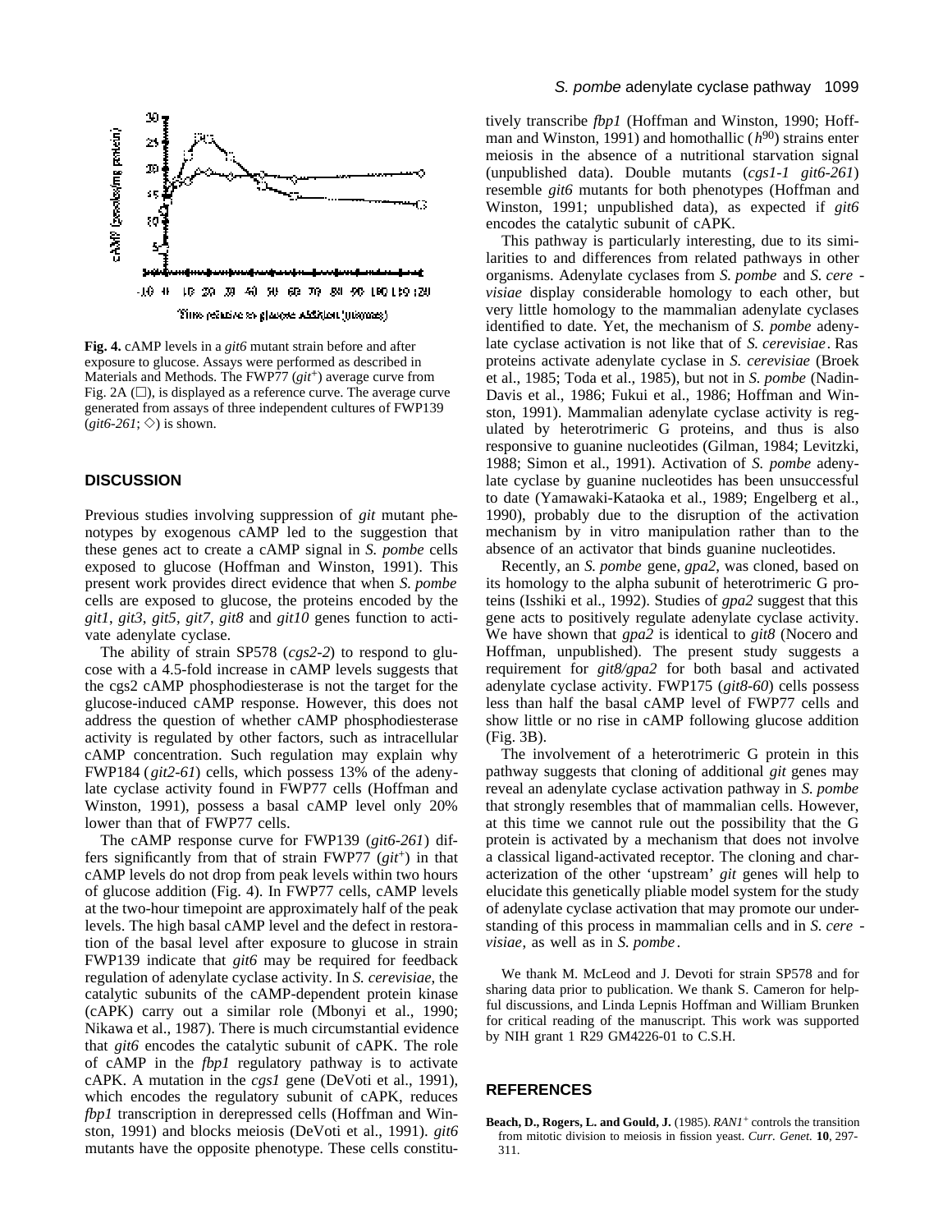**Fig. 4.** cAMP levels in a *git6* mutant strain before and after exposure to glucose. Assays were performed as described in Materials and Methods. The FWP77 (*git*$^+$) average curve from Fig. 2A (□), is displayed as a reference curve. The average curve generated from assays of three independent cultures of FWP139 (*git6-261*; ◇) is shown.

## DISCUSSION

Previous studies involving suppression of *git* mutant phenotypes by exogenous cAMP led to the suggestion that these genes act to create a cAMP signal in *S. pombe* cells exposed to glucose (Hoffman and Winston, 1991). This present work provides direct evidence that when *S. pombe* cells are exposed to glucose, the proteins encoded by the *git1*, *git3*, *git5*, *git7*, *git8* and *git10* genes function to activate adenylate cyclase.

The ability of strain SP578 (*cgs2-2*) to respond to glucose with a 4.5-fold increase in cAMP levels suggests that the cgs2 cAMP phosphodiesterase is not the target for the glucose-induced cAMP response. However, this does not address the question of whether cAMP phosphodiesterase activity is regulated by other factors, such as intracellular cAMP concentration. Such regulation may explain why FWP184 (*git2-61*) cells, which possess 13% of the adenylate cyclase activity found in FWP77 cells (Hoffman and Winston, 1991), possess a basal cAMP level only 20% lower than that of FWP77 cells.

The cAMP response curve for FWP139 (*git6-261*) differs significantly from that of strain FWP77 (*git*$^+$) in that cAMP levels do not drop from peak levels within two hours of glucose addition (Fig. 4). In FWP77 cells, cAMP levels at the two-hour timepoint are approximately half of the peak levels. The high basal cAMP level and the defect in restoration of the basal level after exposure to glucose in strain FWP139 indicate that *git6* may be required for feedback regulation of adenylate cyclase activity. In *S. cerevisiae*, the catalytic subunits of the cAMP-dependent protein kinase (cAPK) carry out a similar role (Mbonyi et al., 1990; Nikawa et al., 1987). There is much circumstantial evidence that *git6* encodes the catalytic subunit of cAPK. The role of cAMP in the *fbp1* regulatory pathway is to activate cAPK. A mutation in the *cgs1* gene (DeVoti et al., 1991), which encodes the regulatory subunit of cAPK, reduces *fbp1* transcription in derepressed cells (Hoffman and Winston, 1991) and blocks meiosis (DeVoti et al., 1991). *git6* mutants have the opposite phenotype. These cells constitutively transcribe *fbp1* (Hoffman and Winston, 1990; Hoffman and Winston, 1991) and homothallic ($h^{90}$) strains enter meiosis in the absence of a nutritional starvation signal (unpublished data). Double mutants (*cgs1-1 git6-261*) resemble *git6* mutants for both phenotypes (Hoffman and Winston, 1991; unpublished data), as expected if *git6* encodes the catalytic subunit of cAPK.

This pathway is particularly interesting, due to its similarities to and differences from related pathways in other organisms. Adenylate cyclases from *S. pombe* and *S. cerevisiae* display considerable homology to each other, but very little homology to the mammalian adenylate cyclases identified to date. Yet, the mechanism of *S. pombe* adenylate cyclase activation is not like that of *S. cerevisiae*. Ras proteins activate adenylate cyclase in *S. cerevisiae* (Broek et al., 1985; Toda et al., 1985), but not in *S. pombe* (Nadin-Davis et al., 1986; Fukui et al., 1986; Hoffman and Winston, 1991). Mammalian adenylate cyclase activity is regulated by heterotrimeric G proteins, and thus is also responsive to guanine nucleotides (Gilman, 1984; Levitzki, 1988; Simon et al., 1991). Activation of *S. pombe* adenylate cyclase by guanine nucleotides has been unsuccessful to date (Yamawaki-Kataoka et al., 1989; Engelberg et al., 1990), probably due to the disruption of the activation mechanism by in vitro manipulation rather than to the absence of an activator that binds guanine nucleotides.

Recently, an *S. pombe* gene, *gpa2*, was cloned, based on its homology to the alpha subunit of heterotrimeric G proteins (Isshiki et al., 1992). Studies of *gpa2* suggest that this gene acts to positively regulate adenylate cyclase activity. We have shown that *gpa2* is identical to *git8* (Nocero and Hoffman, unpublished). The present study suggests a requirement for *git8/gpa2* for both basal and activated adenylate cyclase activity. FWP175 (*git8-60*) cells possess less than half the basal cAMP level of FWP77 cells and show little or no rise in cAMP following glucose addition (Fig. 3B).

The involvement of a heterotrimeric G protein in this pathway suggests that cloning of additional *git* genes may reveal an adenylate cyclase activation pathway in *S. pombe* that strongly resembles that of mammalian cells. However, at this time we cannot rule out the possibility that the G protein is activated by a mechanism that does not involve a classical ligand-activated receptor. The cloning and characterization of the other 'upstream' *git* genes will help to elucidate this genetically pliable model system for the study of adenylate cyclase activation that may promote our understanding of this process in mammalian cells and in *S. cerevisiae*, as well as in *S. pombe*.

We thank M. McLeod and J. Devoti for strain SP578 and for sharing data prior to publication. We thank S. Cameron for helpful discussions, and Linda Lepnis Hoffman and William Brunken for critical reading of the manuscript. This work was supported by NIH grant 1 R29 GM4226-01 to C.S.H.

## REFERENCES

**Beach, D., Rogers, L. and Gould, J.** (1985). *RAN1*$^+$ controls the transition from mitotic division to meiosis in fission yeast. *Curr. Genet.* **10**, 297-311.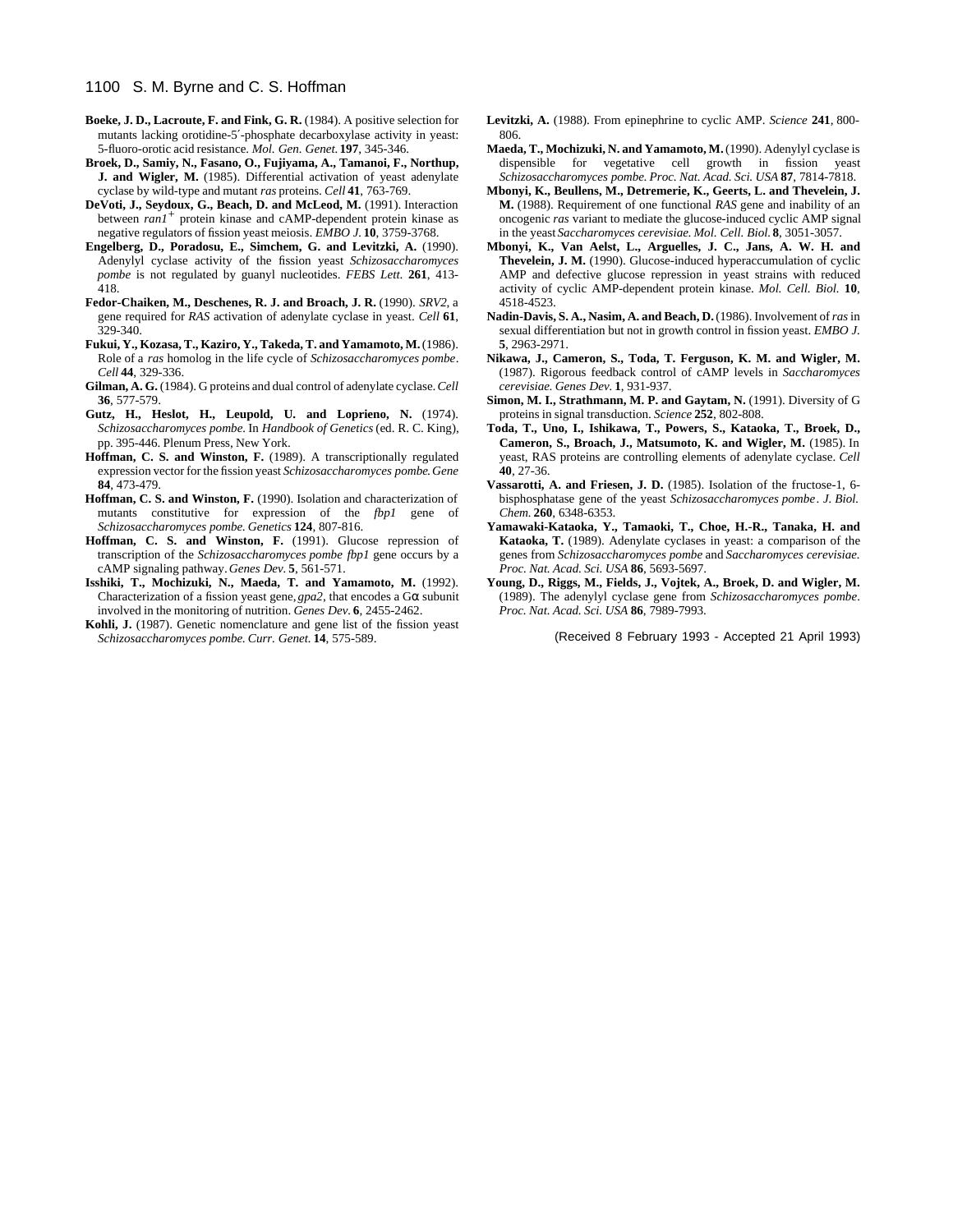**Boeke, J. D., Lacroute, F. and Fink, G. R.** (1984). A positive selection for mutants lacking orotidine-5′-phosphate decarboxylase activity in yeast: 5-fluoro-orotic acid resistance. *Mol. Gen. Genet.* **197**, 345-346.

**Broek, D., Samiy, N., Fasano, O., Fujiyama, A., Tamanoi, F., Northup, J. and Wigler, M.** (1985). Differential activation of yeast adenylate cyclase by wild-type and mutant *ras* proteins. *Cell* **41**, 763-769.

**DeVoti, J., Seydoux, G., Beach, D. and McLeod, M.** (1991). Interaction between $ran1^+$ protein kinase and cAMP-dependent protein kinase as negative regulators of fission yeast meiosis. *EMBO J.* **10**, 3759-3768.

**Engelberg, D., Poradosu, E., Simchem, G. and Levitzki, A.** (1990). Adenylyl cyclase activity of the fission yeast *Schizosaccharomyces pombe* is not regulated by guanyl nucleotides. *FEBS Lett.* **261**, 413-418.

**Fedor-Chaiken, M., Deschenes, R. J. and Broach, J. R.** (1990). *SRV2*, a gene required for *RAS* activation of adenylate cyclase in yeast. *Cell* **61**, 329-340.

**Fukui, Y., Kozasa, T., Kaziro, Y., Takeda, T. and Yamamoto, M.** (1986). Role of a *ras* homolog in the life cycle of *Schizosaccharomyces pombe*. *Cell* **44**, 329-336.

**Gilman, A. G.** (1984). G proteins and dual control of adenylate cyclase. *Cell* **36**, 577-579.

**Gutz, H., Heslot, H., Leupold, U. and Loprieno, N.** (1974). *Schizosaccharomyces pombe.* In *Handbook of Genetics* (ed. R. C. King), pp. 395-446. Plenum Press, New York.

**Hoffman, C. S. and Winston, F.** (1989). A transcriptionally regulated expression vector for the fission yeast *Schizosaccharomyces pombe. Gene* **84**, 473-479.

**Hoffman, C. S. and Winston, F.** (1990). Isolation and characterization of mutants constitutive for expression of the *fbp1* gene of *Schizosaccharomyces pombe. Genetics* **124**, 807-816.

**Hoffman, C. S. and Winston, F.** (1991). Glucose repression of transcription of the *Schizosaccharomyces pombe fbp1* gene occurs by a cAMP signaling pathway. *Genes Dev.* **5**, 561-571.

**Isshiki, T., Mochizuki, N., Maeda, T. and Yamamoto, M.** (1992). Characterization of a fission yeast gene, *gpa2*, that encodes a Gα subunit involved in the monitoring of nutrition. *Genes Dev.* **6**, 2455-2462.

**Kohli, J.** (1987). Genetic nomenclature and gene list of the fission yeast *Schizosaccharomyces pombe. Curr. Genet.* **14**, 575-589.

**Levitzki, A.** (1988). From epinephrine to cyclic AMP. *Science* **241**, 800-806.

**Maeda, T., Mochizuki, N. and Yamamoto, M.** (1990). Adenylyl cyclase is dispensible for vegetative cell growth in fission yeast *Schizosaccharomyces pombe. Proc. Nat. Acad. Sci. USA* **87**, 7814-7818.

**Mbonyi, K., Beullens, M., Detremerie, K., Geerts, L. and Thevelein, J. M.** (1988). Requirement of one functional *RAS* gene and inability of an oncogenic *ras* variant to mediate the glucose-induced cyclic AMP signal in the yeast *Saccharomyces cerevisiae. Mol. Cell. Biol.* **8**, 3051-3057.

**Mbonyi, K., Van Aelst, L., Arguelles, J. C., Jans, A. W. H. and Thevelein, J. M.** (1990). Glucose-induced hyperaccumulation of cyclic AMP and defective glucose repression in yeast strains with reduced activity of cyclic AMP-dependent protein kinase. *Mol. Cell. Biol.* **10**, 4518-4523.

**Nadin-Davis, S. A., Nasim, A. and Beach, D.** (1986). Involvement of *ras* in sexual differentiation but not in growth control in fission yeast. *EMBO J.* **5**, 2963-2971.

**Nikawa, J., Cameron, S., Toda, T. Ferguson, K. M. and Wigler, M.** (1987). Rigorous feedback control of cAMP levels in *Saccharomyces cerevisiae. Genes Dev.* **1**, 931-937.

**Simon, M. I., Strathmann, M. P. and Gaytam, N.** (1991). Diversity of G proteins in signal transduction. *Science* **252**, 802-808.

**Toda, T., Uno, I., Ishikawa, T., Powers, S., Kataoka, T., Broek, D., Cameron, S., Broach, J., Matsumoto, K. and Wigler, M.** (1985). In yeast, RAS proteins are controlling elements of adenylate cyclase. *Cell* **40**, 27-36.

**Vassarotti, A. and Friesen, J. D.** (1985). Isolation of the fructose-1, 6-bisphosphatase gene of the yeast *Schizosaccharomyces pombe*. *J. Biol. Chem.* **260**, 6348-6353.

**Yamawaki-Kataoka, Y., Tamaoki, T., Choe, H.-R., Tanaka, H. and Kataoka, T.** (1989). Adenylate cyclases in yeast: a comparison of the genes from *Schizosaccharomyces pombe* and *Saccharomyces cerevisiae. Proc. Nat. Acad. Sci. USA* **86**, 5693-5697.

**Young, D., Riggs, M., Fields, J., Vojtek, A., Broek, D. and Wigler, M.** (1989). The adenylyl cyclase gene from *Schizosaccharomyces pombe*. *Proc. Nat. Acad. Sci. USA* **86**, 7989-7993.

(Received 8 February 1993 - Accepted 21 April 1993)